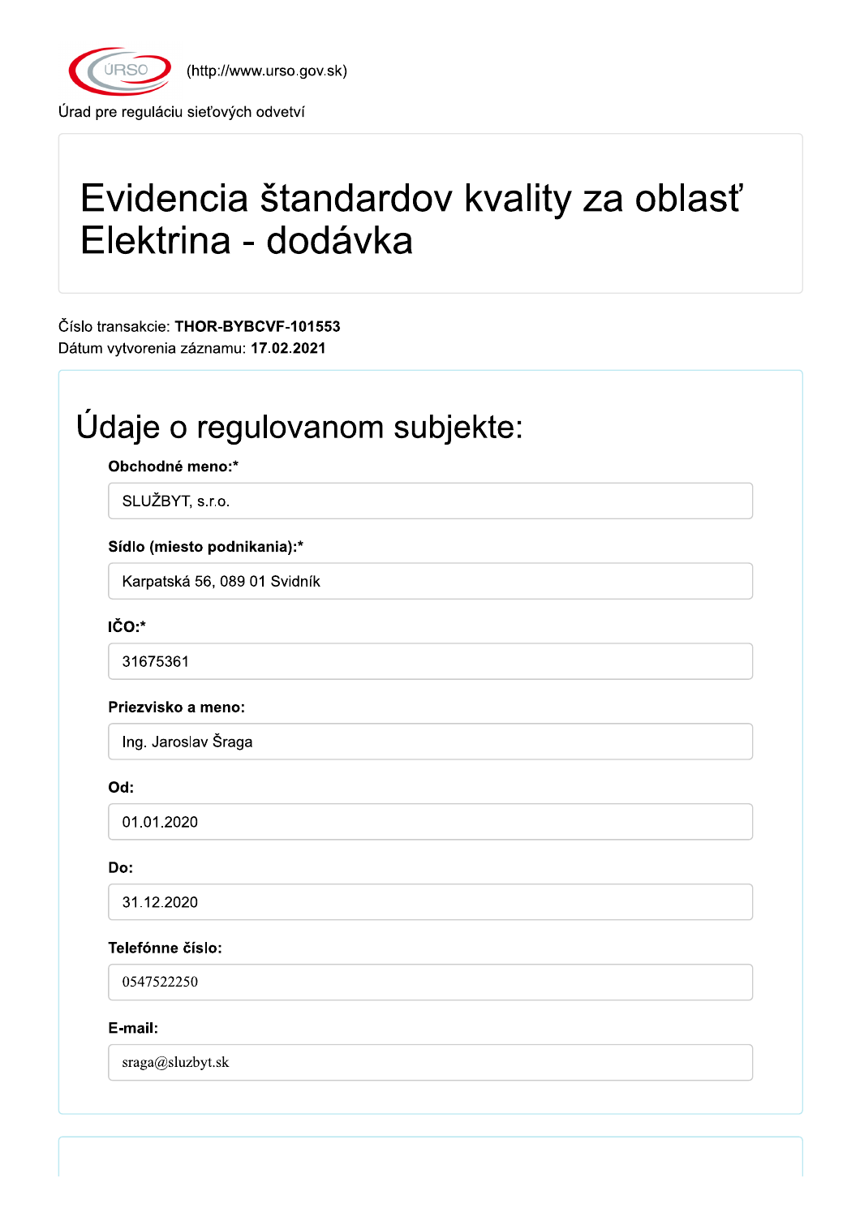ÚRSO (http://www.urso.gov.sk)

Úrad pre reguláciu sieťových odvetví

# Evidencia štandardov kvality za oblasť Elektrina - dodávka

Číslo transakcie: **THOR-BYBCVF-101553**
Dátum vytvorenia záznamu: **17.02.2021**

## Údaje o regulovanom subjekte:

**Obchodné meno:***

SLUŽBYT, s.r.o.

**Sídlo (miesto podnikania):***

Karpatská 56, 089 01 Svidník

**IČO:***

31675361

**Priezvisko a meno:**

Ing. Jaroslav Šraga

**Od:**

01.01.2020

**Do:**

31.12.2020

**Telefónne číslo:**

0547522250

**E-mail:**

sraga@sluzbyt.sk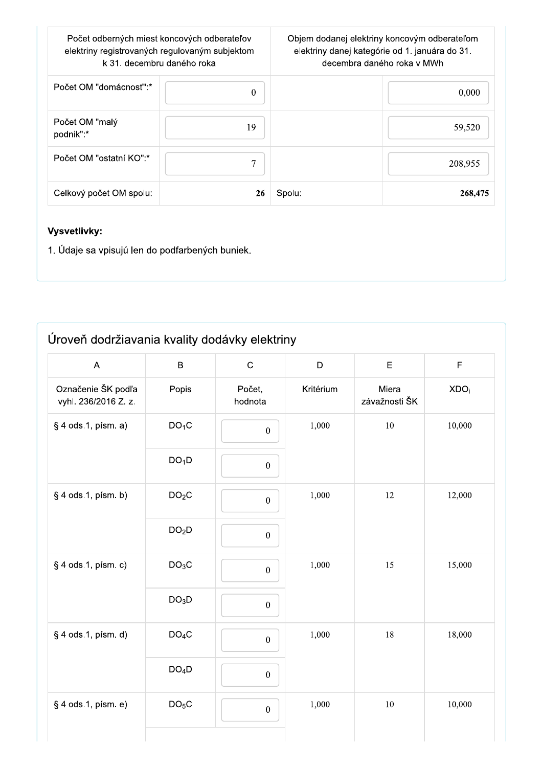| Počet odberných miest koncových odberateľov elektriny registrovaných regulovaným subjektom k 31. decembru daného roka | | Objem dodanej elektriny koncovým odberateľom elektriny danej kategórie od 1. januára do 31. decembra daného roka v MWh | |
|---|---|---|---|
| Počet OM "domácnosť":* | 0 | | 0,000 |
| Počet OM "malý podnik":* | 19 | | 59,520 |
| Počet OM "ostatní KO":* | 7 | | 208,955 |
| Celkový počet OM spolu: | **26** | Spolu: | **268,475** |

**Vysvetlivky:**

1. Údaje sa vpisujú len do podfarbených buniek.

## Úroveň dodržiavania kvality dodávky elektriny

| A | B | C | D | E | F |
|---|---|---|---|---|---|
| Označenie ŠK podľa vyhl. 236/2016 Z. z. | Popis | Počet, hodnota | Kritérium | Miera závažnosti ŠK | $XDO_i$ |
| § 4 ods.1, písm. a) | $DO_1C$ | 0 | 1,000 | 10 | 10,000 |
| | $DO_1D$ | 0 | | | |
| § 4 ods.1, písm. b) | $DO_2C$ | 0 | 1,000 | 12 | 12,000 |
| | $DO_2D$ | 0 | | | |
| § 4 ods.1, písm. c) | $DO_3C$ | 0 | 1,000 | 15 | 15,000 |
| | $DO_3D$ | 0 | | | |
| § 4 ods.1, písm. d) | $DO_4C$ | 0 | 1,000 | 18 | 18,000 |
| | $DO_4D$ | 0 | | | |
| § 4 ods.1, písm. e) | $DO_5C$ | 0 | 1,000 | 10 | 10,000 |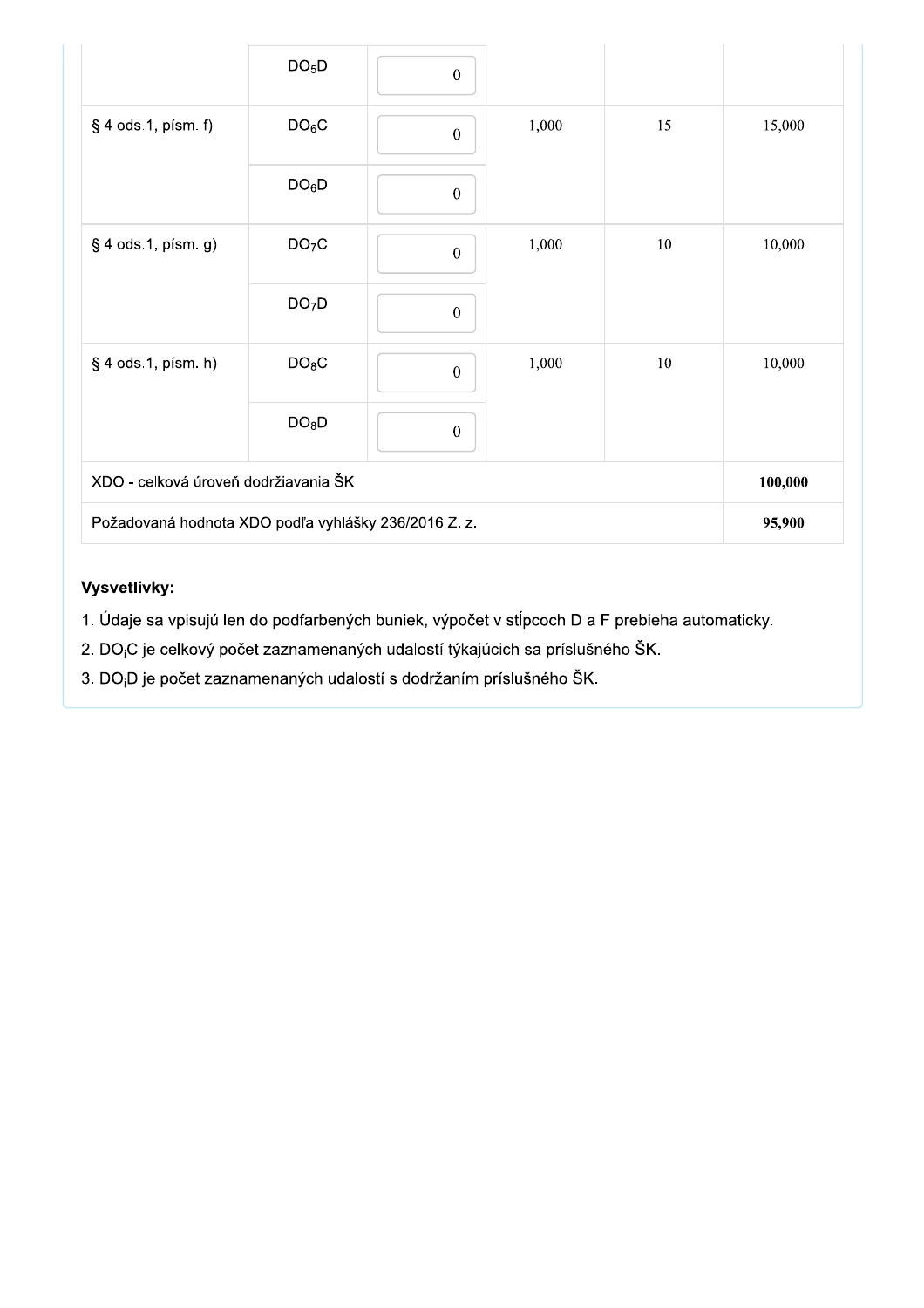| | | | | | |
|---|---|---|---|---|---|
| | $DO_5D$ | 0 | | | |
| § 4 ods.1, písm. f) | $DO_6C$ | 0 | 1,000 | 15 | 15,000 |
| | $DO_6D$ | 0 | | | |
| § 4 ods.1, písm. g) | $DO_7C$ | 0 | 1,000 | 10 | 10,000 |
| | $DO_7D$ | 0 | | | |
| § 4 ods.1, písm. h) | $DO_8C$ | 0 | 1,000 | 10 | 10,000 |
| | $DO_8D$ | 0 | | | |
| XDO - celková úroveň dodržiavania ŠK | | | | | **100,000** |
| Požadovaná hodnota XDO podľa vyhlášky 236/2016 Z. z. | | | | | **95,900** |

**Vysvetlivky:**

1. Údaje sa vpisujú len do podfarbených buniek, výpočet v stĺpcoch D a F prebieha automaticky.
2. $DO_iC$ je celkový počet zaznamenaných udalostí týkajúcich sa príslušného ŠK.
3. $DO_iD$ je počet zaznamenaných udalostí s dodržaním príslušného ŠK.